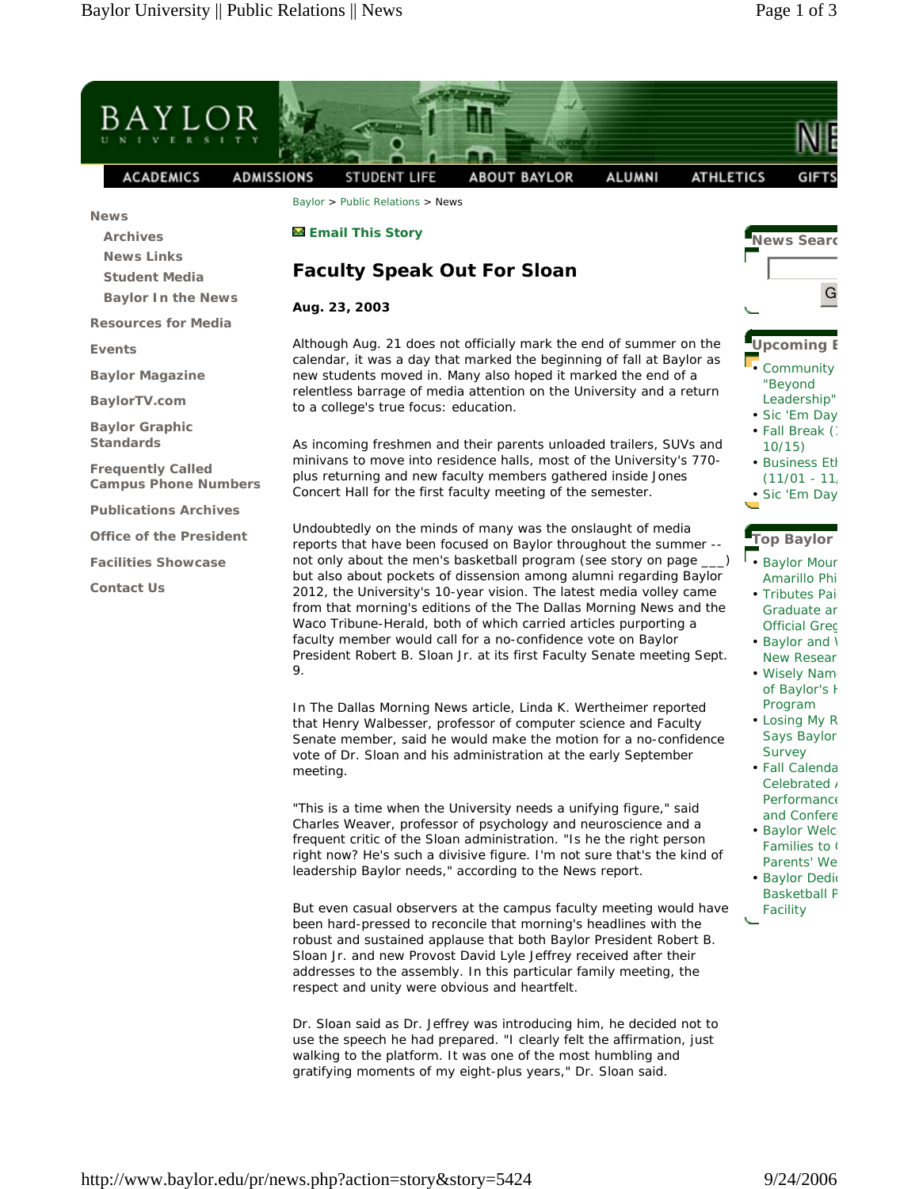Baylor > Public Relations > News

Email This Story

# Faculty Speak Out For Sloan

**Aug. 23, 2003**

Although Aug. 21 does not officially mark the end of summer on the calendar, it was a day that marked the beginning of fall at Baylor as new students moved in. Many also hoped it marked the end of a relentless barrage of media attention on the University and a return to a college's true focus: education.

As incoming freshmen and their parents unloaded trailers, SUVs and minivans to move into residence halls, most of the University's 770-plus returning and new faculty members gathered inside Jones Concert Hall for the first faculty meeting of the semester.

Undoubtedly on the minds of many was the onslaught of media reports that have been focused on Baylor throughout the summer -- not only about the men's basketball program (see story on page ___) but also about pockets of dissension among alumni regarding Baylor 2012, the University's 10-year vision. The latest media volley came from that morning's editions of the The Dallas Morning News and the Waco Tribune-Herald, both of which carried articles purporting a faculty member would call for a no-confidence vote on Baylor President Robert B. Sloan Jr. at its first Faculty Senate meeting Sept. 9.

In The Dallas Morning News article, Linda K. Wertheimer reported that Henry Walbesser, professor of computer science and Faculty Senate member, said he would make the motion for a no-confidence vote of Dr. Sloan and his administration at the early September meeting.

"This is a time when the University needs a unifying figure," said Charles Weaver, professor of psychology and neuroscience and a frequent critic of the Sloan administration. "Is he the right person right now? He's such a divisive figure. I'm not sure that's the kind of leadership Baylor needs," according to the News report.

But even casual observers at the campus faculty meeting would have been hard-pressed to reconcile that morning's headlines with the robust and sustained applause that both Baylor President Robert B. Sloan Jr. and new Provost David Lyle Jeffrey received after their addresses to the assembly. In this particular family meeting, the respect and unity were obvious and heartfelt.

Dr. Sloan said as Dr. Jeffrey was introducing him, he decided not to use the speech he had prepared. "I clearly felt the affirmation, just walking to the platform. It was one of the most humbling and gratifying moments of my eight-plus years," Dr. Sloan said.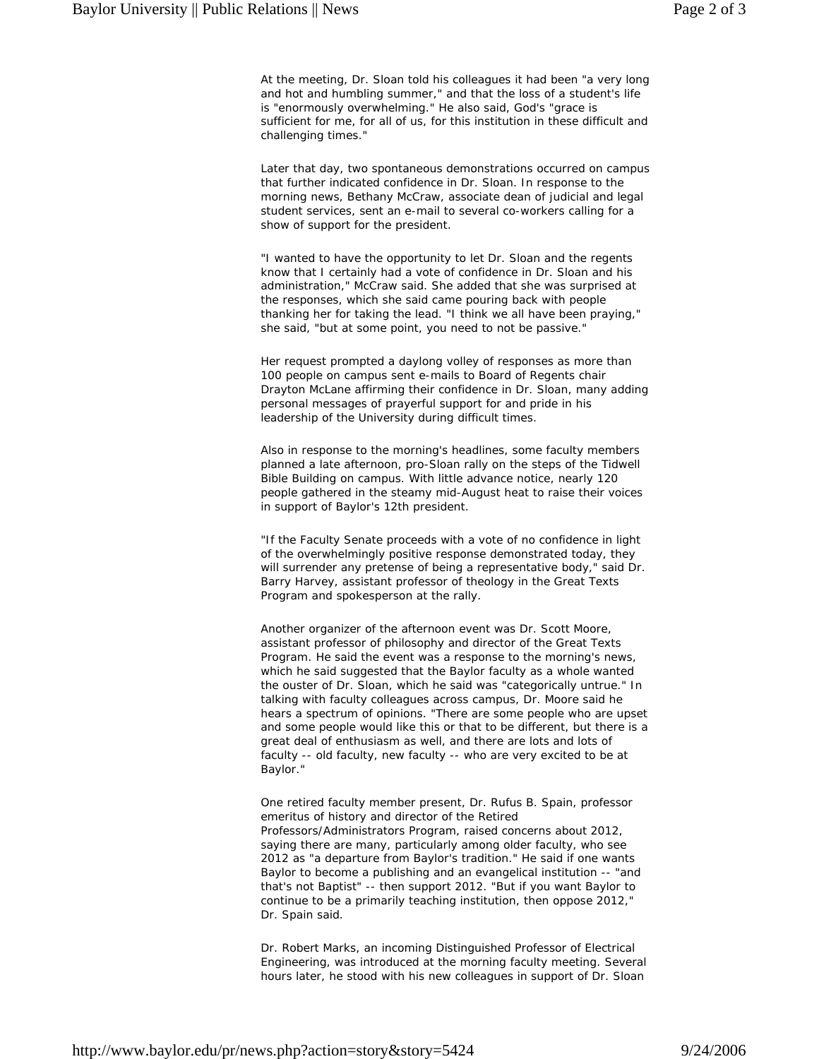At the meeting, Dr. Sloan told his colleagues it had been "a very long and hot and humbling summer," and that the loss of a student's life is "enormously overwhelming." He also said, God's "grace is sufficient for me, for all of us, for this institution in these difficult and challenging times."

Later that day, two spontaneous demonstrations occurred on campus that further indicated confidence in Dr. Sloan. In response to the morning news, Bethany McCraw, associate dean of judicial and legal student services, sent an e-mail to several co-workers calling for a show of support for the president.

"I wanted to have the opportunity to let Dr. Sloan and the regents know that I certainly had a vote of confidence in Dr. Sloan and his administration," McCraw said. She added that she was surprised at the responses, which she said came pouring back with people thanking her for taking the lead. "I think we all have been praying," she said, "but at some point, you need to not be passive."

Her request prompted a daylong volley of responses as more than 100 people on campus sent e-mails to Board of Regents chair Drayton McLane affirming their confidence in Dr. Sloan, many adding personal messages of prayerful support for and pride in his leadership of the University during difficult times.

Also in response to the morning's headlines, some faculty members planned a late afternoon, pro-Sloan rally on the steps of the Tidwell Bible Building on campus. With little advance notice, nearly 120 people gathered in the steamy mid-August heat to raise their voices in support of Baylor's 12th president.

"If the Faculty Senate proceeds with a vote of no confidence in light of the overwhelmingly positive response demonstrated today, they will surrender any pretense of being a representative body," said Dr. Barry Harvey, assistant professor of theology in the Great Texts Program and spokesperson at the rally.

Another organizer of the afternoon event was Dr. Scott Moore, assistant professor of philosophy and director of the Great Texts Program. He said the event was a response to the morning's news, which he said suggested that the Baylor faculty as a whole wanted the ouster of Dr. Sloan, which he said was "categorically untrue." In talking with faculty colleagues across campus, Dr. Moore said he hears a spectrum of opinions. "There are some people who are upset and some people would like this or that to be different, but there is a great deal of enthusiasm as well, and there are lots and lots of faculty -- old faculty, new faculty -- who are very excited to be at Baylor."

One retired faculty member present, Dr. Rufus B. Spain, professor emeritus of history and director of the Retired Professors/Administrators Program, raised concerns about 2012, saying there are many, particularly among older faculty, who see 2012 as "a departure from Baylor's tradition." He said if one wants Baylor to become a publishing and an evangelical institution -- "and that's not Baptist" -- then support 2012. "But if you want Baylor to continue to be a primarily teaching institution, then oppose 2012," Dr. Spain said.

Dr. Robert Marks, an incoming Distinguished Professor of Electrical Engineering, was introduced at the morning faculty meeting. Several hours later, he stood with his new colleagues in support of Dr. Sloan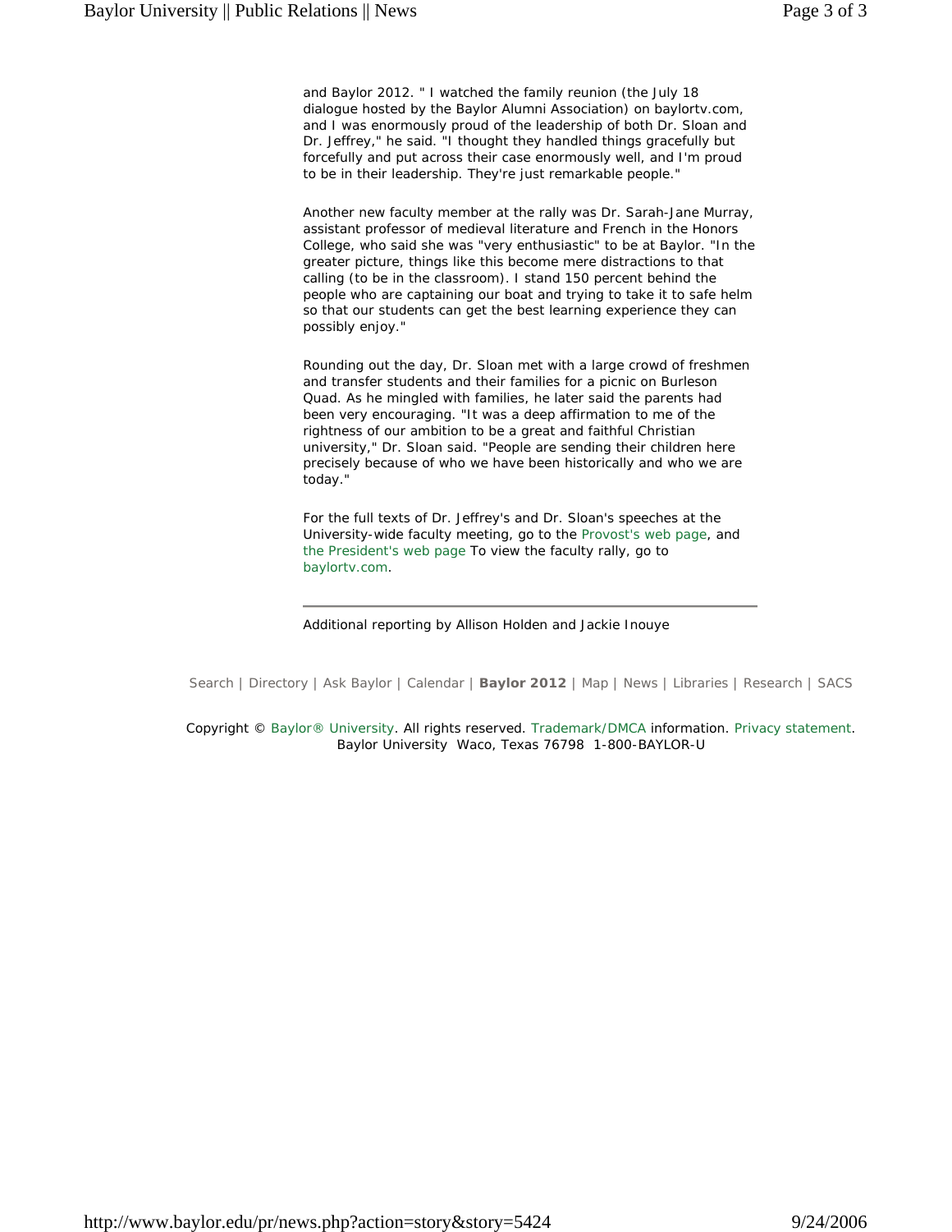and Baylor 2012. " I watched the family reunion (the July 18 dialogue hosted by the Baylor Alumni Association) on baylortv.com, and I was enormously proud of the leadership of both Dr. Sloan and Dr. Jeffrey," he said. "I thought they handled things gracefully but forcefully and put across their case enormously well, and I'm proud to be in their leadership. They're just remarkable people."

Another new faculty member at the rally was Dr. Sarah-Jane Murray, assistant professor of medieval literature and French in the Honors College, who said she was "very enthusiastic" to be at Baylor. "In the greater picture, things like this become mere distractions to that calling (to be in the classroom). I stand 150 percent behind the people who are captaining our boat and trying to take it to safe helm so that our students can get the best learning experience they can possibly enjoy."

Rounding out the day, Dr. Sloan met with a large crowd of freshmen and transfer students and their families for a picnic on Burleson Quad. As he mingled with families, he later said the parents had been very encouraging. "It was a deep affirmation to me of the rightness of our ambition to be a great and faithful Christian university," Dr. Sloan said. "People are sending their children here precisely because of who we have been historically and who we are today."

For the full texts of Dr. Jeffrey's and Dr. Sloan's speeches at the University-wide faculty meeting, go to the Provost's web page, and the President's web page To view the faculty rally, go to baylortv.com.

---

Additional reporting by Allison Holden and Jackie Inouye

Search | Directory | Ask Baylor | Calendar | **Baylor 2012** | Map | News | Libraries | Research | SACS

Copyright © Baylor® University. All rights reserved. Trademark/DMCA information. Privacy statement.
Baylor University Waco, Texas 76798 1-800-BAYLOR-U